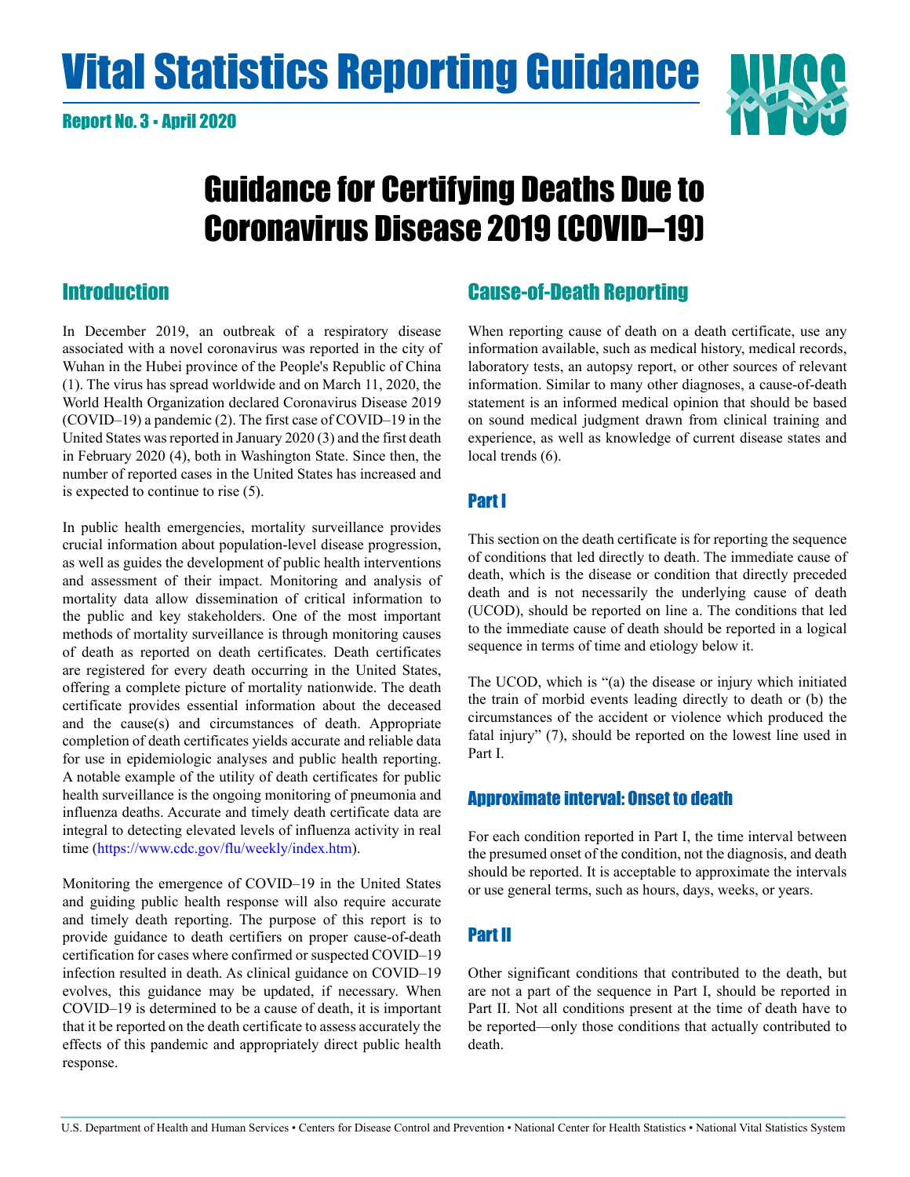# Vital Statistics Reporting Guidance

**Report No. 3 • April 2020**

# Guidance for Certifying Deaths Due to Coronavirus Disease 2019 (COVID–19)

## Introduction

In December 2019, an outbreak of a respiratory disease associated with a novel coronavirus was reported in the city of Wuhan in the Hubei province of the People's Republic of China (1). The virus has spread worldwide and on March 11, 2020, the World Health Organization declared Coronavirus Disease 2019 (COVID–19) a pandemic (2). The first case of COVID–19 in the United States was reported in January 2020 (3) and the first death in February 2020 (4), both in Washington State. Since then, the number of reported cases in the United States has increased and is expected to continue to rise (5).

In public health emergencies, mortality surveillance provides crucial information about population-level disease progression, as well as guides the development of public health interventions and assessment of their impact. Monitoring and analysis of mortality data allow dissemination of critical information to the public and key stakeholders. One of the most important methods of mortality surveillance is through monitoring causes of death as reported on death certificates. Death certificates are registered for every death occurring in the United States, offering a complete picture of mortality nationwide. The death certificate provides essential information about the deceased and the cause(s) and circumstances of death. Appropriate completion of death certificates yields accurate and reliable data for use in epidemiologic analyses and public health reporting. A notable example of the utility of death certificates for public health surveillance is the ongoing monitoring of pneumonia and influenza deaths. Accurate and timely death certificate data are integral to detecting elevated levels of influenza activity in real time (https://www.cdc.gov/flu/weekly/index.htm).

Monitoring the emergence of COVID–19 in the United States and guiding public health response will also require accurate and timely death reporting. The purpose of this report is to provide guidance to death certifiers on proper cause-of-death certification for cases where confirmed or suspected COVID–19 infection resulted in death. As clinical guidance on COVID–19 evolves, this guidance may be updated, if necessary. When COVID–19 is determined to be a cause of death, it is important that it be reported on the death certificate to assess accurately the effects of this pandemic and appropriately direct public health response.

## Cause-of-Death Reporting

When reporting cause of death on a death certificate, use any information available, such as medical history, medical records, laboratory tests, an autopsy report, or other sources of relevant information. Similar to many other diagnoses, a cause-of-death statement is an informed medical opinion that should be based on sound medical judgment drawn from clinical training and experience, as well as knowledge of current disease states and local trends (6).

### Part I

This section on the death certificate is for reporting the sequence of conditions that led directly to death. The immediate cause of death, which is the disease or condition that directly preceded death and is not necessarily the underlying cause of death (UCOD), should be reported on line a. The conditions that led to the immediate cause of death should be reported in a logical sequence in terms of time and etiology below it.

The UCOD, which is "(a) the disease or injury which initiated the train of morbid events leading directly to death or (b) the circumstances of the accident or violence which produced the fatal injury" (7), should be reported on the lowest line used in Part I.

### Approximate interval: Onset to death

For each condition reported in Part I, the time interval between the presumed onset of the condition, not the diagnosis, and death should be reported. It is acceptable to approximate the intervals or use general terms, such as hours, days, weeks, or years.

### Part II

Other significant conditions that contributed to the death, but are not a part of the sequence in Part I, should be reported in Part II. Not all conditions present at the time of death have to be reported—only those conditions that actually contributed to death.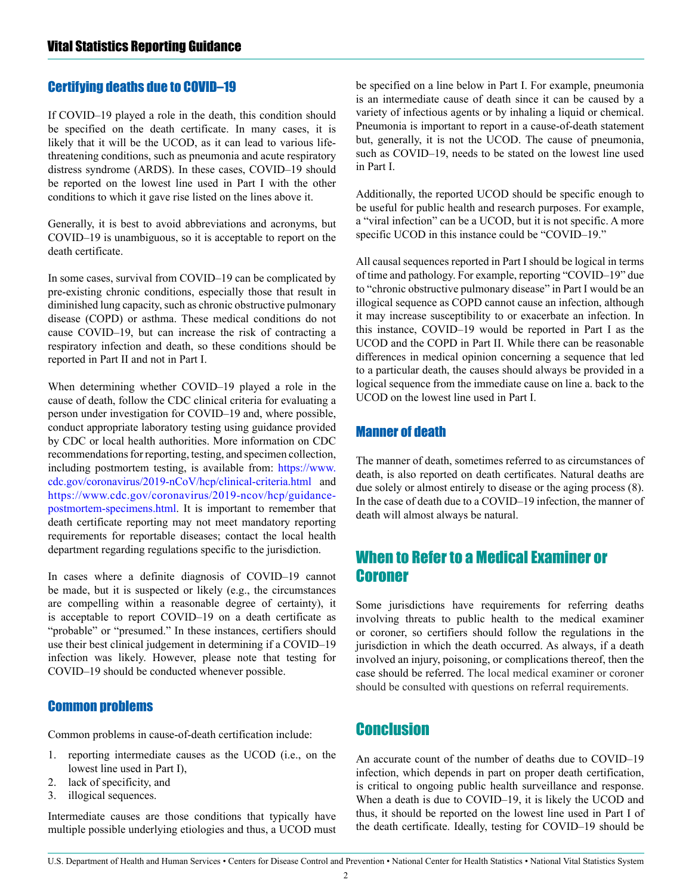## Certifying deaths due to COVID–19

If COVID–19 played a role in the death, this condition should be specified on the death certificate. In many cases, it is likely that it will be the UCOD, as it can lead to various life-threatening conditions, such as pneumonia and acute respiratory distress syndrome (ARDS). In these cases, COVID–19 should be reported on the lowest line used in Part I with the other conditions to which it gave rise listed on the lines above it.

Generally, it is best to avoid abbreviations and acronyms, but COVID–19 is unambiguous, so it is acceptable to report on the death certificate.

In some cases, survival from COVID–19 can be complicated by pre-existing chronic conditions, especially those that result in diminished lung capacity, such as chronic obstructive pulmonary disease (COPD) or asthma. These medical conditions do not cause COVID–19, but can increase the risk of contracting a respiratory infection and death, so these conditions should be reported in Part II and not in Part I.

When determining whether COVID–19 played a role in the cause of death, follow the CDC clinical criteria for evaluating a person under investigation for COVID–19 and, where possible, conduct appropriate laboratory testing using guidance provided by CDC or local health authorities. More information on CDC recommendations for reporting, testing, and specimen collection, including postmortem testing, is available from: https://www.cdc.gov/coronavirus/2019-nCoV/hcp/clinical-criteria.html and https://www.cdc.gov/coronavirus/2019-ncov/hcp/guidance-postmortem-specimens.html. It is important to remember that death certificate reporting may not meet mandatory reporting requirements for reportable diseases; contact the local health department regarding regulations specific to the jurisdiction.

In cases where a definite diagnosis of COVID–19 cannot be made, but it is suspected or likely (e.g., the circumstances are compelling within a reasonable degree of certainty), it is acceptable to report COVID–19 on a death certificate as "probable" or "presumed." In these instances, certifiers should use their best clinical judgement in determining if a COVID–19 infection was likely. However, please note that testing for COVID–19 should be conducted whenever possible.

### Common problems

Common problems in cause-of-death certification include:

1. reporting intermediate causes as the UCOD (i.e., on the lowest line used in Part I),
2. lack of specificity, and
3. illogical sequences.

Intermediate causes are those conditions that typically have multiple possible underlying etiologies and thus, a UCOD must be specified on a line below in Part I. For example, pneumonia is an intermediate cause of death since it can be caused by a variety of infectious agents or by inhaling a liquid or chemical. Pneumonia is important to report in a cause-of-death statement but, generally, it is not the UCOD. The cause of pneumonia, such as COVID–19, needs to be stated on the lowest line used in Part I.

Additionally, the reported UCOD should be specific enough to be useful for public health and research purposes. For example, a "viral infection" can be a UCOD, but it is not specific. A more specific UCOD in this instance could be "COVID–19."

All causal sequences reported in Part I should be logical in terms of time and pathology. For example, reporting "COVID–19" due to "chronic obstructive pulmonary disease" in Part I would be an illogical sequence as COPD cannot cause an infection, although it may increase susceptibility to or exacerbate an infection. In this instance, COVID–19 would be reported in Part I as the UCOD and the COPD in Part II. While there can be reasonable differences in medical opinion concerning a sequence that led to a particular death, the causes should always be provided in a logical sequence from the immediate cause on line a. back to the UCOD on the lowest line used in Part I.

### Manner of death

The manner of death, sometimes referred to as circumstances of death, is also reported on death certificates. Natural deaths are due solely or almost entirely to disease or the aging process (8). In the case of death due to a COVID–19 infection, the manner of death will almost always be natural.

## When to Refer to a Medical Examiner or Coroner

Some jurisdictions have requirements for referring deaths involving threats to public health to the medical examiner or coroner, so certifiers should follow the regulations in the jurisdiction in which the death occurred. As always, if a death involved an injury, poisoning, or complications thereof, then the case should be referred. The local medical examiner or coroner should be consulted with questions on referral requirements.

## Conclusion

An accurate count of the number of deaths due to COVID–19 infection, which depends in part on proper death certification, is critical to ongoing public health surveillance and response. When a death is due to COVID–19, it is likely the UCOD and thus, it should be reported on the lowest line used in Part I of the death certificate. Ideally, testing for COVID–19 should be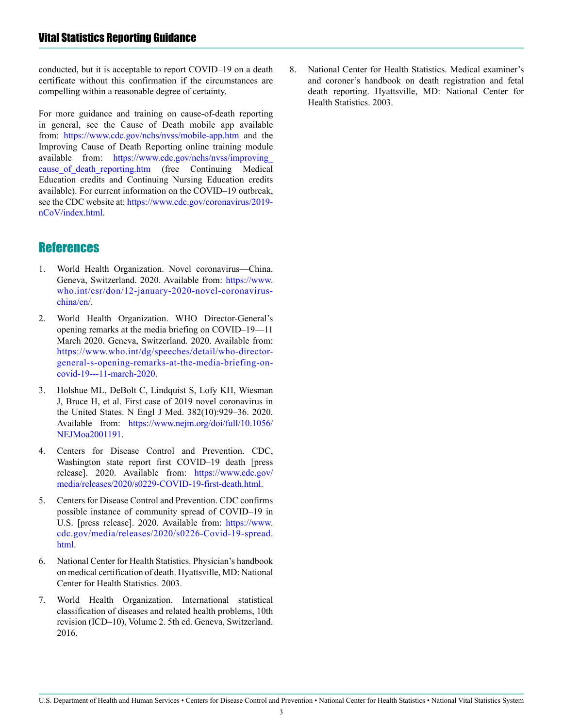conducted, but it is acceptable to report COVID–19 on a death certificate without this confirmation if the circumstances are compelling within a reasonable degree of certainty.

For more guidance and training on cause-of-death reporting in general, see the Cause of Death mobile app available from: https://www.cdc.gov/nchs/nvss/mobile-app.htm and the Improving Cause of Death Reporting online training module available from: https://www.cdc.gov/nchs/nvss/improving_cause_of_death_reporting.htm (free Continuing Medical Education credits and Continuing Nursing Education credits available). For current information on the COVID–19 outbreak, see the CDC website at: https://www.cdc.gov/coronavirus/2019-nCoV/index.html.

## References

1. World Health Organization. Novel coronavirus—China. Geneva, Switzerland. 2020. Available from: https://www.who.int/csr/don/12-january-2020-novel-coronavirus-china/en/.

2. World Health Organization. WHO Director-General's opening remarks at the media briefing on COVID–19—11 March 2020. Geneva, Switzerland. 2020. Available from: https://www.who.int/dg/speeches/detail/who-director-general-s-opening-remarks-at-the-media-briefing-on-covid-19---11-march-2020.

3. Holshue ML, DeBolt C, Lindquist S, Lofy KH, Wiesman J, Bruce H, et al. First case of 2019 novel coronavirus in the United States. N Engl J Med. 382(10):929–36. 2020. Available from: https://www.nejm.org/doi/full/10.1056/NEJMoa2001191.

4. Centers for Disease Control and Prevention. CDC, Washington state report first COVID–19 death [press release]. 2020. Available from: https://www.cdc.gov/media/releases/2020/s0229-COVID-19-first-death.html.

5. Centers for Disease Control and Prevention. CDC confirms possible instance of community spread of COVID–19 in U.S. [press release]. 2020. Available from: https://www.cdc.gov/media/releases/2020/s0226-Covid-19-spread.html.

6. National Center for Health Statistics. Physician's handbook on medical certification of death. Hyattsville, MD: National Center for Health Statistics. 2003.

7. World Health Organization. International statistical classification of diseases and related health problems, 10th revision (ICD–10), Volume 2. 5th ed. Geneva, Switzerland. 2016.

8. National Center for Health Statistics. Medical examiner's and coroner's handbook on death registration and fetal death reporting. Hyattsville, MD: National Center for Health Statistics. 2003.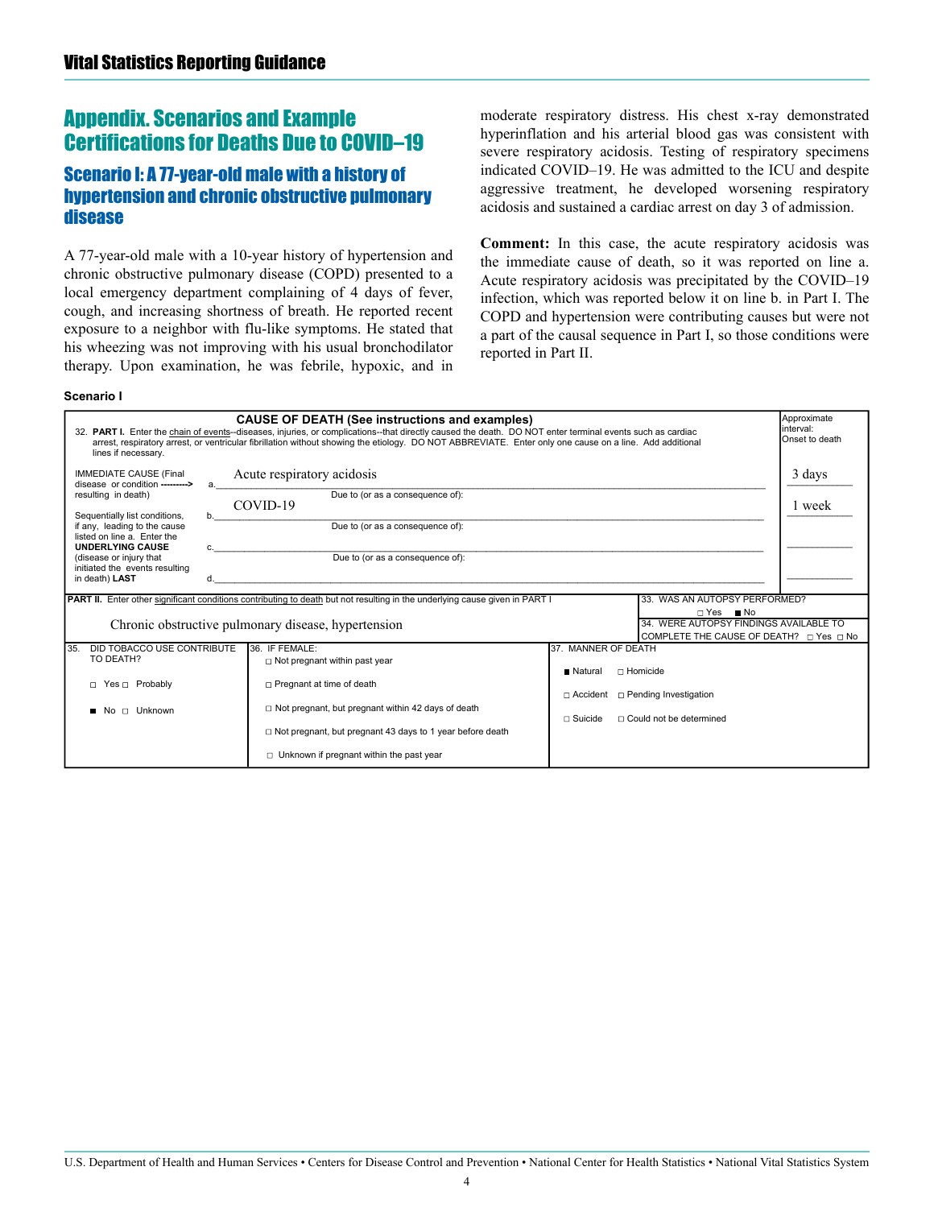## Appendix. Scenarios and Example Certifications for Deaths Due to COVID–19

### Scenario I: A 77-year-old male with a history of hypertension and chronic obstructive pulmonary disease

A 77-year-old male with a 10-year history of hypertension and chronic obstructive pulmonary disease (COPD) presented to a local emergency department complaining of 4 days of fever, cough, and increasing shortness of breath. He reported recent exposure to a neighbor with flu-like symptoms. He stated that his wheezing was not improving with his usual bronchodilator therapy. Upon examination, he was febrile, hypoxic, and in moderate respiratory distress. His chest x-ray demonstrated hyperinflation and his arterial blood gas was consistent with severe respiratory acidosis. Testing of respiratory specimens indicated COVID–19. He was admitted to the ICU and despite aggressive treatment, he developed worsening respiratory acidosis and sustained a cardiac arrest on day 3 of admission.

**Comment:** In this case, the acute respiratory acidosis was the immediate cause of death, so it was reported on line a. Acute respiratory acidosis was precipitated by the COVID–19 infection, which was reported below it on line b. in Part I. The COPD and hypertension were contributing causes but were not a part of the causal sequence in Part I, so those conditions were reported in Part II.

**Scenario I**

**CAUSE OF DEATH (See instructions and examples)**

32. **PART I.** Enter the chain of events--diseases, injuries, or complications--that directly caused the death. DO NOT enter terminal events such as cardiac arrest, respiratory arrest, or ventricular fibrillation without showing the etiology. DO NOT ABBREVIATE. Enter only one cause on a line. Add additional lines if necessary.

| | Line | Cause | Approximate interval: Onset to death |
|---|---|---|---|
| IMMEDIATE CAUSE (Final disease or condition ---------> resulting in death) | a. | Acute respiratory acidosis | 3 days |
| | | Due to (or as a consequence of): | |
| Sequentially list conditions, if any, leading to the cause listed on line a. Enter the **UNDERLYING CAUSE** (disease or injury that initiated the events resulting in death) **LAST** | b. | COVID-19 | 1 week |
| | | Due to (or as a consequence of): | |
| | c. | | |
| | | Due to (or as a consequence of): | |
| | d. | | |

**PART II.** Enter other significant conditions contributing to death but not resulting in the underlying cause given in PART I

Chronic obstructive pulmonary disease, hypertension

33. WAS AN AUTOPSY PERFORMED? ☐ Yes ■ No

34. WERE AUTOPSY FINDINGS AVAILABLE TO COMPLETE THE CAUSE OF DEATH? ☐ Yes ☐ No

35. DID TOBACCO USE CONTRIBUTE TO DEATH?
- ☐ Yes ☐ Probably
- ■ No ☐ Unknown

36. IF FEMALE:
- ☐ Not pregnant within past year
- ☐ Pregnant at time of death
- ☐ Not pregnant, but pregnant within 42 days of death
- ☐ Not pregnant, but pregnant 43 days to 1 year before death
- ☐ Unknown if pregnant within the past year

37. MANNER OF DEATH
- ■ Natural ☐ Homicide
- ☐ Accident ☐ Pending Investigation
- ☐ Suicide ☐ Could not be determined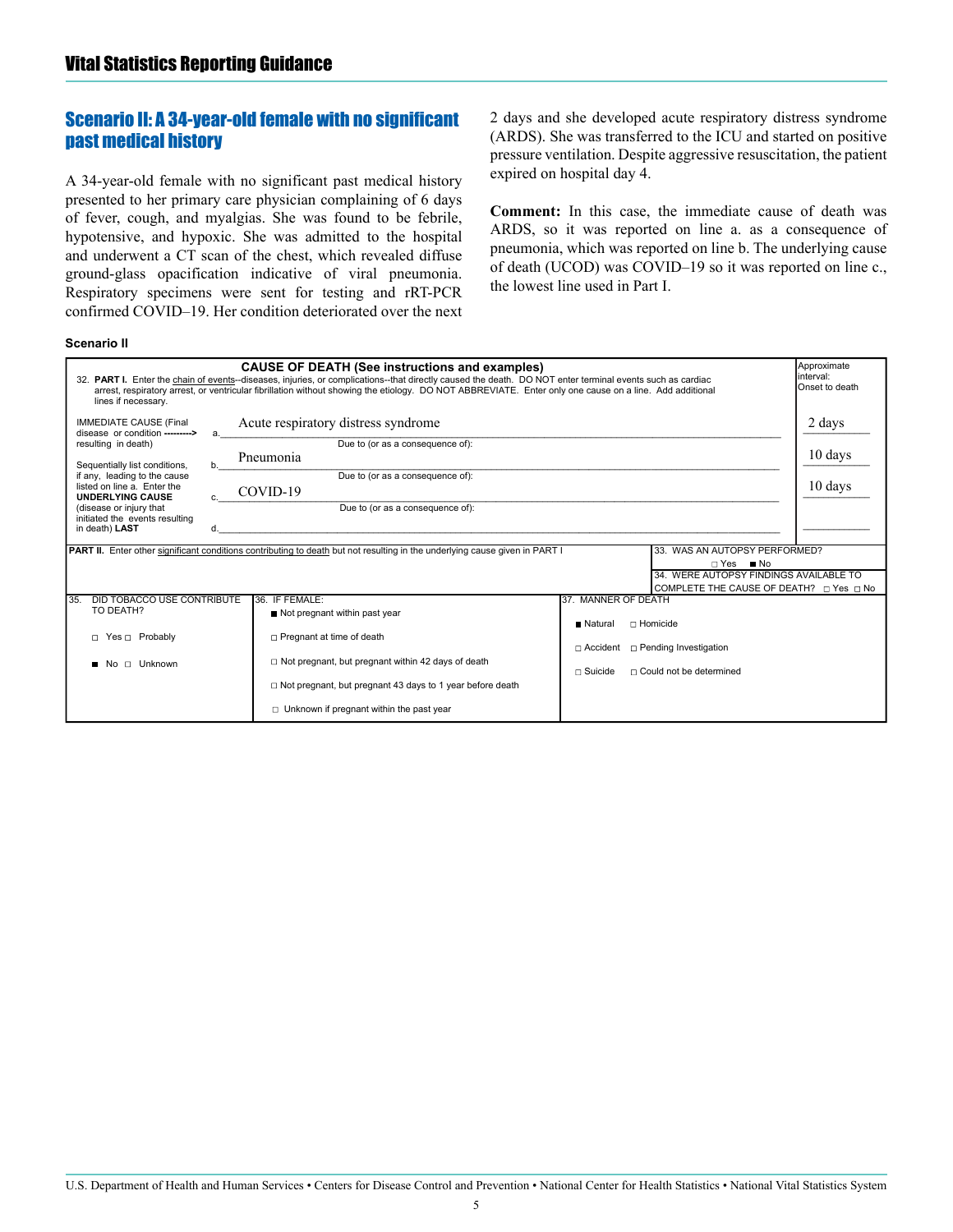## Scenario II: A 34-year-old female with no significant past medical history

A 34-year-old female with no significant past medical history presented to her primary care physician complaining of 6 days of fever, cough, and myalgias. She was found to be febrile, hypotensive, and hypoxic. She was admitted to the hospital and underwent a CT scan of the chest, which revealed diffuse ground-glass opacification indicative of viral pneumonia. Respiratory specimens were sent for testing and rRT-PCR confirmed COVID–19. Her condition deteriorated over the next 2 days and she developed acute respiratory distress syndrome (ARDS). She was transferred to the ICU and started on positive pressure ventilation. Despite aggressive resuscitation, the patient expired on hospital day 4.

**Comment:** In this case, the immediate cause of death was ARDS, so it was reported on line a. as a consequence of pneumonia, which was reported on line b. The underlying cause of death (UCOD) was COVID–19 so it was reported on line c., the lowest line used in Part I.

**Scenario II**

**CAUSE OF DEATH (See instructions and examples)**

32. **PART I.** Enter the chain of events--diseases, injuries, or complications--that directly caused the death. DO NOT enter terminal events such as cardiac arrest, respiratory arrest, or ventricular fibrillation without showing the etiology. DO NOT ABBREVIATE. Enter only one cause on a line. Add additional lines if necessary.

| | Line | Cause | Approximate interval: Onset to death |
|---|---|---|---|
| IMMEDIATE CAUSE (Final disease or condition ---------> resulting in death) | a. | Acute respiratory distress syndrome | 2 days |
| Sequentially list conditions, if any, leading to the cause listed on line a. Enter the **UNDERLYING CAUSE** (disease or injury that initiated the events resulting in death) **LAST** | b. | Due to (or as a consequence of): Pneumonia | 10 days |
| | c. | Due to (or as a consequence of): COVID-19 | 10 days |
| | d. | Due to (or as a consequence of): | |

**PART II.** Enter other significant conditions contributing to death but not resulting in the underlying cause given in PART I

33. WAS AN AUTOPSY PERFORMED? ☐ Yes ■ No

34. WERE AUTOPSY FINDINGS AVAILABLE TO COMPLETE THE CAUSE OF DEATH? ☐ Yes ☐ No

35. DID TOBACCO USE CONTRIBUTE TO DEATH?
- ☐ Yes ☐ Probably
- ■ No ☐ Unknown

36. IF FEMALE:
- ■ Not pregnant within past year
- ☐ Pregnant at time of death
- ☐ Not pregnant, but pregnant within 42 days of death
- ☐ Not pregnant, but pregnant 43 days to 1 year before death
- ☐ Unknown if pregnant within the past year

37. MANNER OF DEATH
- ■ Natural ☐ Homicide
- ☐ Accident ☐ Pending Investigation
- ☐ Suicide ☐ Could not be determined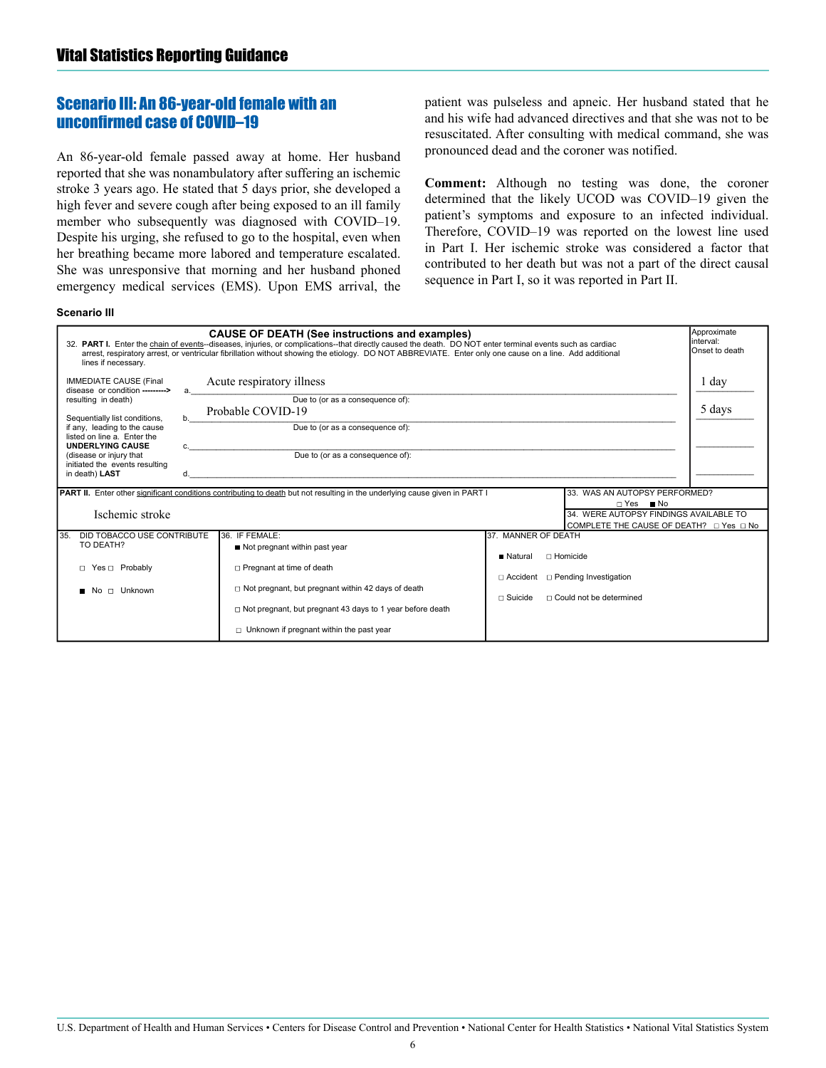## Scenario III: An 86-year-old female with an unconfirmed case of COVID–19

An 86-year-old female passed away at home. Her husband reported that she was nonambulatory after suffering an ischemic stroke 3 years ago. He stated that 5 days prior, she developed a high fever and severe cough after being exposed to an ill family member who subsequently was diagnosed with COVID–19. Despite his urging, she refused to go to the hospital, even when her breathing became more labored and temperature escalated. She was unresponsive that morning and her husband phoned emergency medical services (EMS). Upon EMS arrival, the patient was pulseless and apneic. Her husband stated that he and his wife had advanced directives and that she was not to be resuscitated. After consulting with medical command, she was pronounced dead and the coroner was notified.

**Comment:** Although no testing was done, the coroner determined that the likely UCOD was COVID–19 given the patient's symptoms and exposure to an infected individual. Therefore, COVID–19 was reported on the lowest line used in Part I. Her ischemic stroke was considered a factor that contributed to her death but was not a part of the direct causal sequence in Part I, so it was reported in Part II.

**Scenario III**

**CAUSE OF DEATH (See instructions and examples)**

32. **PART I.** Enter the chain of events--diseases, injuries, or complications--that directly caused the death. DO NOT enter terminal events such as cardiac arrest, respiratory arrest, or ventricular fibrillation without showing the etiology. DO NOT ABBREVIATE. Enter only one cause on a line. Add additional lines if necessary.

| | Line | Cause | Approximate interval: Onset to death |
|---|---|---|---|
| IMMEDIATE CAUSE (Final disease or condition ---------> resulting in death) | a. | Acute respiratory illness | 1 day |
| | | Due to (or as a consequence of): | |
| Sequentially list conditions, if any, leading to the cause listed on line a. Enter the **UNDERLYING CAUSE** (disease or injury that initiated the events resulting in death) **LAST** | b. | Probable COVID-19 | 5 days |
| | | Due to (or as a consequence of): | |
| | c. | | |
| | | Due to (or as a consequence of): | |
| | d. | | |

**PART II.** Enter other significant conditions contributing to death but not resulting in the underlying cause given in PART I

Ischemic stroke

33. WAS AN AUTOPSY PERFORMED? ☐ Yes ■ No

34. WERE AUTOPSY FINDINGS AVAILABLE TO COMPLETE THE CAUSE OF DEATH? ☐ Yes ☐ No

35. DID TOBACCO USE CONTRIBUTE TO DEATH?

- ☐ Yes ☐ Probably
- ■ No ☐ Unknown

36. IF FEMALE:

- ■ Not pregnant within past year
- ☐ Pregnant at time of death
- ☐ Not pregnant, but pregnant within 42 days of death
- ☐ Not pregnant, but pregnant 43 days to 1 year before death
- ☐ Unknown if pregnant within the past year

37. MANNER OF DEATH

- ■ Natural ☐ Homicide
- ☐ Accident ☐ Pending Investigation
- ☐ Suicide ☐ Could not be determined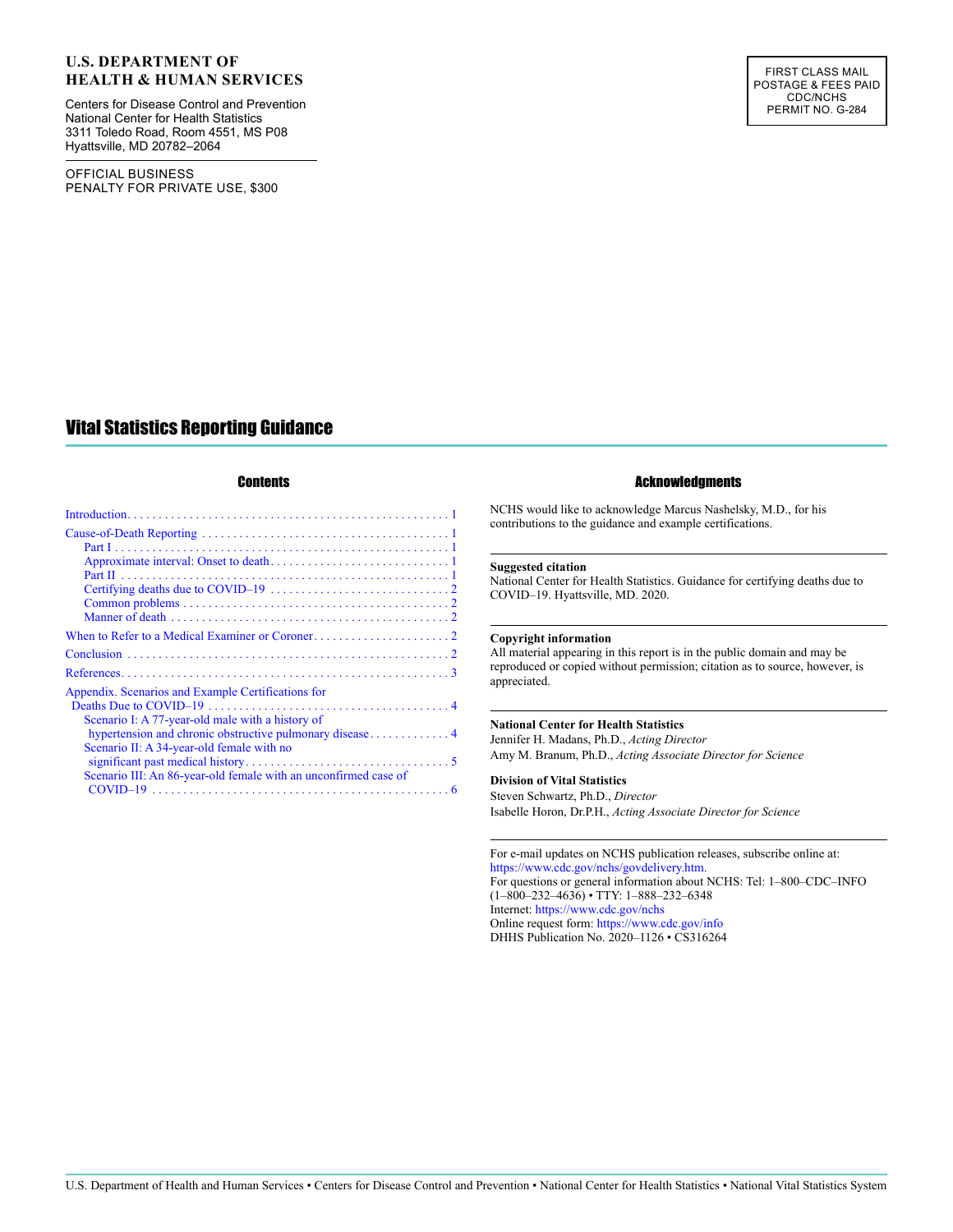**U.S. DEPARTMENT OF HEALTH & HUMAN SERVICES**

Centers for Disease Control and Prevention
National Center for Health Statistics
3311 Toledo Road, Room 4551, MS P08
Hyattsville, MD 20782–2064

OFFICIAL BUSINESS
PENALTY FOR PRIVATE USE, $300

FIRST CLASS MAIL
POSTAGE & FEES PAID
CDC/NCHS
PERMIT NO. G-284

# Vital Statistics Reporting Guidance

## Contents

- Introduction . . . . . 1
- Cause-of-Death Reporting . . . . . 1
  - Part I . . . . . 1
  - Approximate interval: Onset to death . . . . . 1
  - Part II . . . . . 1
  - Certifying deaths due to COVID–19 . . . . . 2
  - Common problems . . . . . 2
  - Manner of death . . . . . 2
- When to Refer to a Medical Examiner or Coroner . . . . . 2
- Conclusion . . . . . 2
- References . . . . . 3
- Appendix. Scenarios and Example Certifications for Deaths Due to COVID–19 . . . . . 4
  - Scenario I: A 77-year-old male with a history of hypertension and chronic obstructive pulmonary disease . . . . . 4
  - Scenario II: A 34-year-old female with no significant past medical history . . . . . 5
  - Scenario III: An 86-year-old female with an unconfirmed case of COVID–19 . . . . . 6

## Acknowledgments

NCHS would like to acknowledge Marcus Nashelsky, M.D., for his contributions to the guidance and example certifications.

**Suggested citation**
National Center for Health Statistics. Guidance for certifying deaths due to COVID–19. Hyattsville, MD. 2020.

**Copyright information**
All material appearing in this report is in the public domain and may be reproduced or copied without permission; citation as to source, however, is appreciated.

**National Center for Health Statistics**
Jennifer H. Madans, Ph.D., *Acting Director*
Amy M. Branum, Ph.D., *Acting Associate Director for Science*

**Division of Vital Statistics**
Steven Schwartz, Ph.D., *Director*
Isabelle Horon, Dr.P.H., *Acting Associate Director for Science*

For e-mail updates on NCHS publication releases, subscribe online at: https://www.cdc.gov/nchs/govdelivery.htm.
For questions or general information about NCHS: Tel: 1–800–CDC–INFO (1–800–232–4636) • TTY: 1–888–232–6348
Internet: https://www.cdc.gov/nchs
Online request form: https://www.cdc.gov/info
DHHS Publication No. 2020–1126 • CS316264